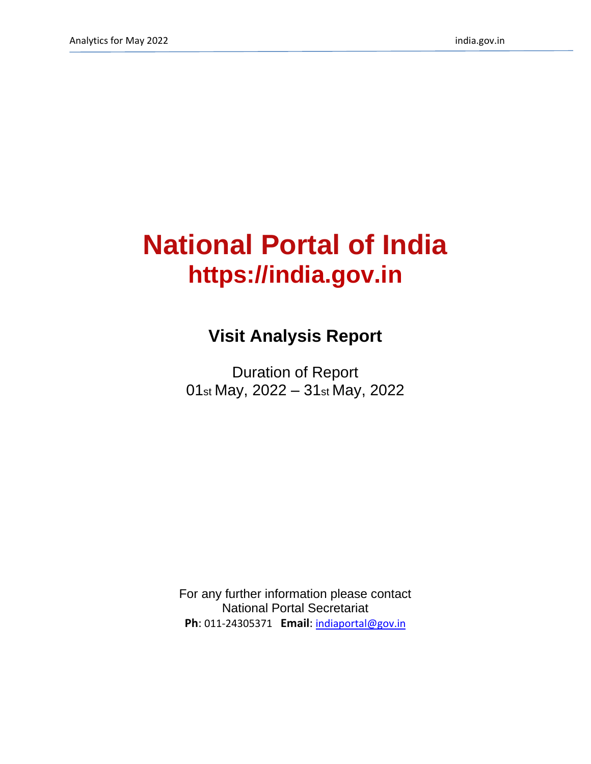# National Portal of India
# https://india.gov.in

## Visit Analysis Report

Duration of Report
01st May, 2022 – 31st May, 2022

For any further information please contact
National Portal Secretariat
**Ph**: 011-24305371 **Email**: indiaportal@gov.in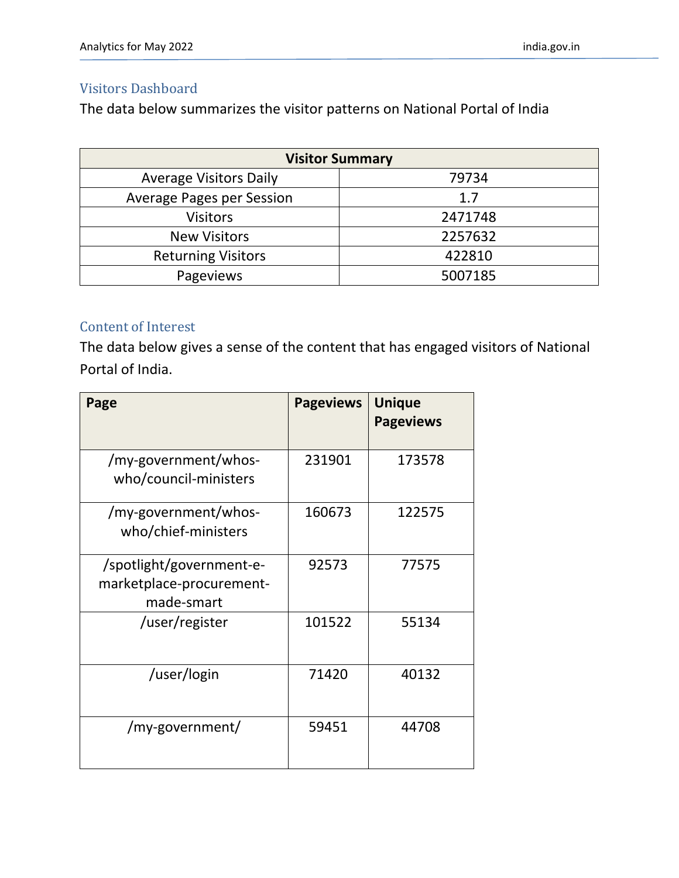## Visitors Dashboard

The data below summarizes the visitor patterns on National Portal of India

| Visitor Summary | |
|---|---|
| Average Visitors Daily | 79734 |
| Average Pages per Session | 1.7 |
| Visitors | 2471748 |
| New Visitors | 2257632 |
| Returning Visitors | 422810 |
| Pageviews | 5007185 |

## Content of Interest

The data below gives a sense of the content that has engaged visitors of National Portal of India.

| Page | Pageviews | Unique Pageviews |
|---|---|---|
| /my-government/whos-who/council-ministers | 231901 | 173578 |
| /my-government/whos-who/chief-ministers | 160673 | 122575 |
| /spotlight/government-e-marketplace-procurement-made-smart | 92573 | 77575 |
| /user/register | 101522 | 55134 |
| /user/login | 71420 | 40132 |
| /my-government/ | 59451 | 44708 |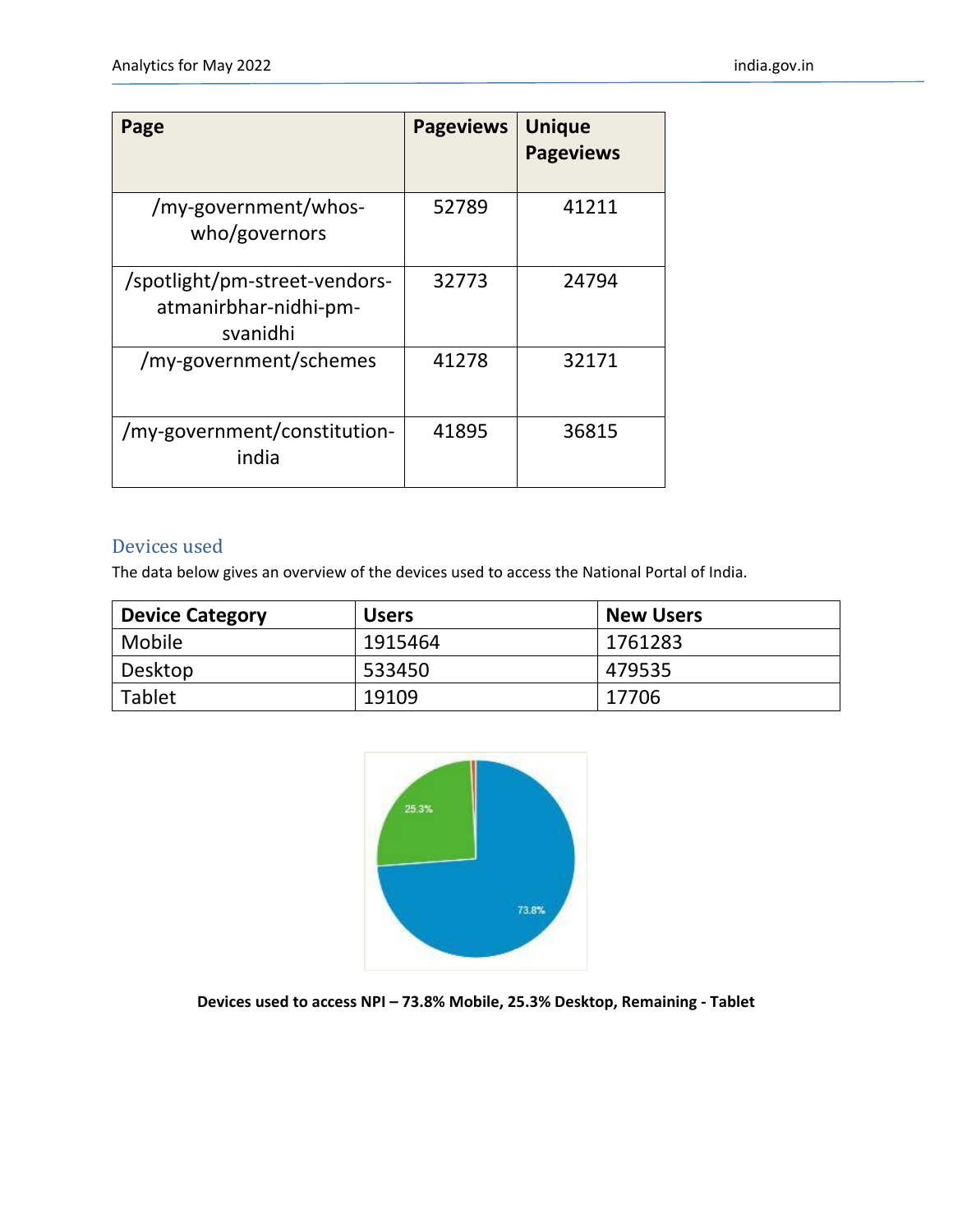| Page | Pageviews | Unique Pageviews |
| --- | --- | --- |
| /my-government/whos-who/governors | 52789 | 41211 |
| /spotlight/pm-street-vendors-atmanirbhar-nidhi-pm-svanidhi | 32773 | 24794 |
| /my-government/schemes | 41278 | 32171 |
| /my-government/constitution-india | 41895 | 36815 |

## Devices used

The data below gives an overview of the devices used to access the National Portal of India.

| Device Category | Users | New Users |
| --- | --- | --- |
| Mobile | 1915464 | 1761283 |
| Desktop | 533450 | 479535 |
| Tablet | 19109 | 17706 |

**Devices used to access NPI – 73.8% Mobile, 25.3% Desktop, Remaining - Tablet**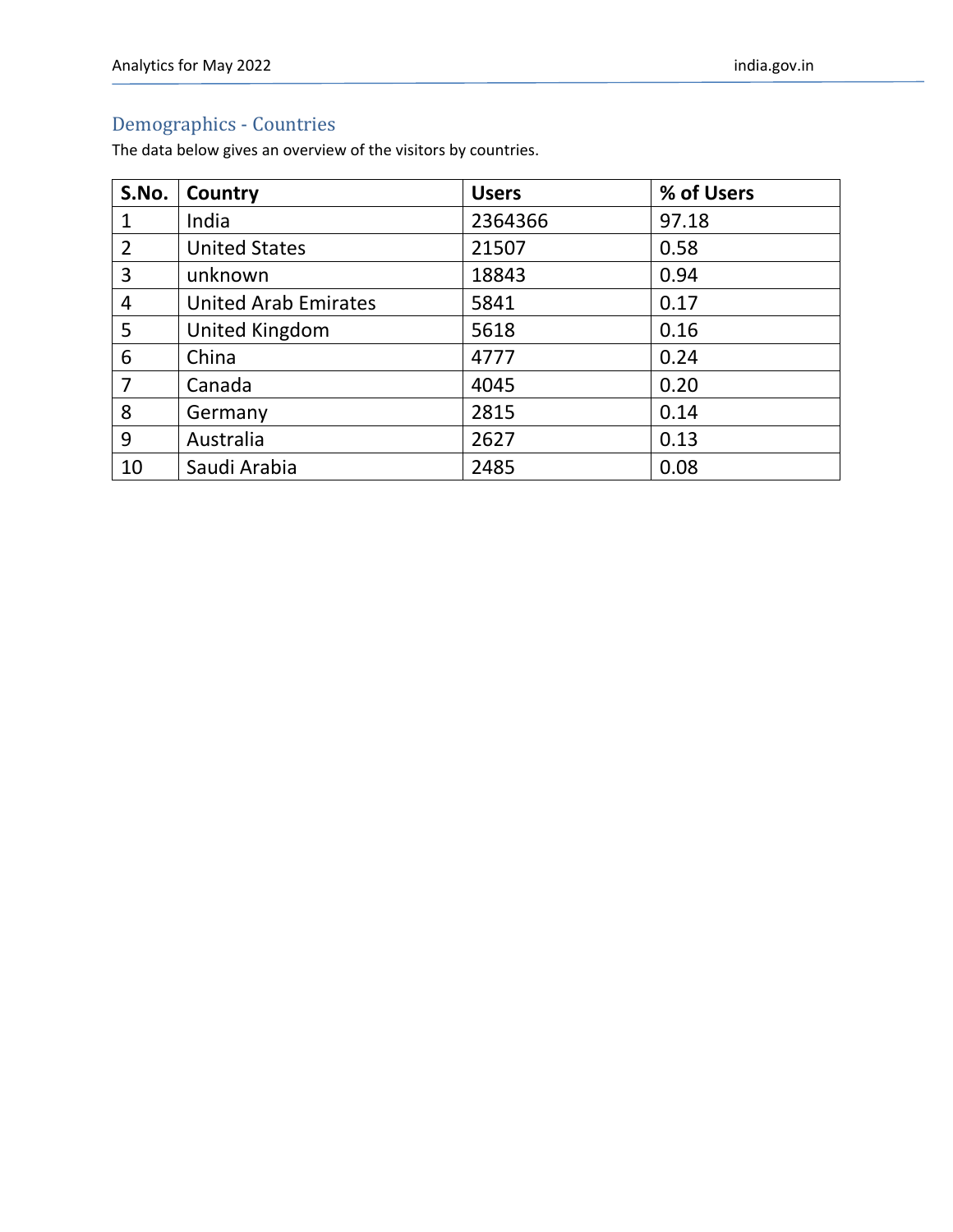## Demographics - Countries

The data below gives an overview of the visitors by countries.

| S.No. | Country | Users | % of Users |
|---|---|---|---|
| 1 | India | 2364366 | 97.18 |
| 2 | United States | 21507 | 0.58 |
| 3 | unknown | 18843 | 0.94 |
| 4 | United Arab Emirates | 5841 | 0.17 |
| 5 | United Kingdom | 5618 | 0.16 |
| 6 | China | 4777 | 0.24 |
| 7 | Canada | 4045 | 0.20 |
| 8 | Germany | 2815 | 0.14 |
| 9 | Australia | 2627 | 0.13 |
| 10 | Saudi Arabia | 2485 | 0.08 |